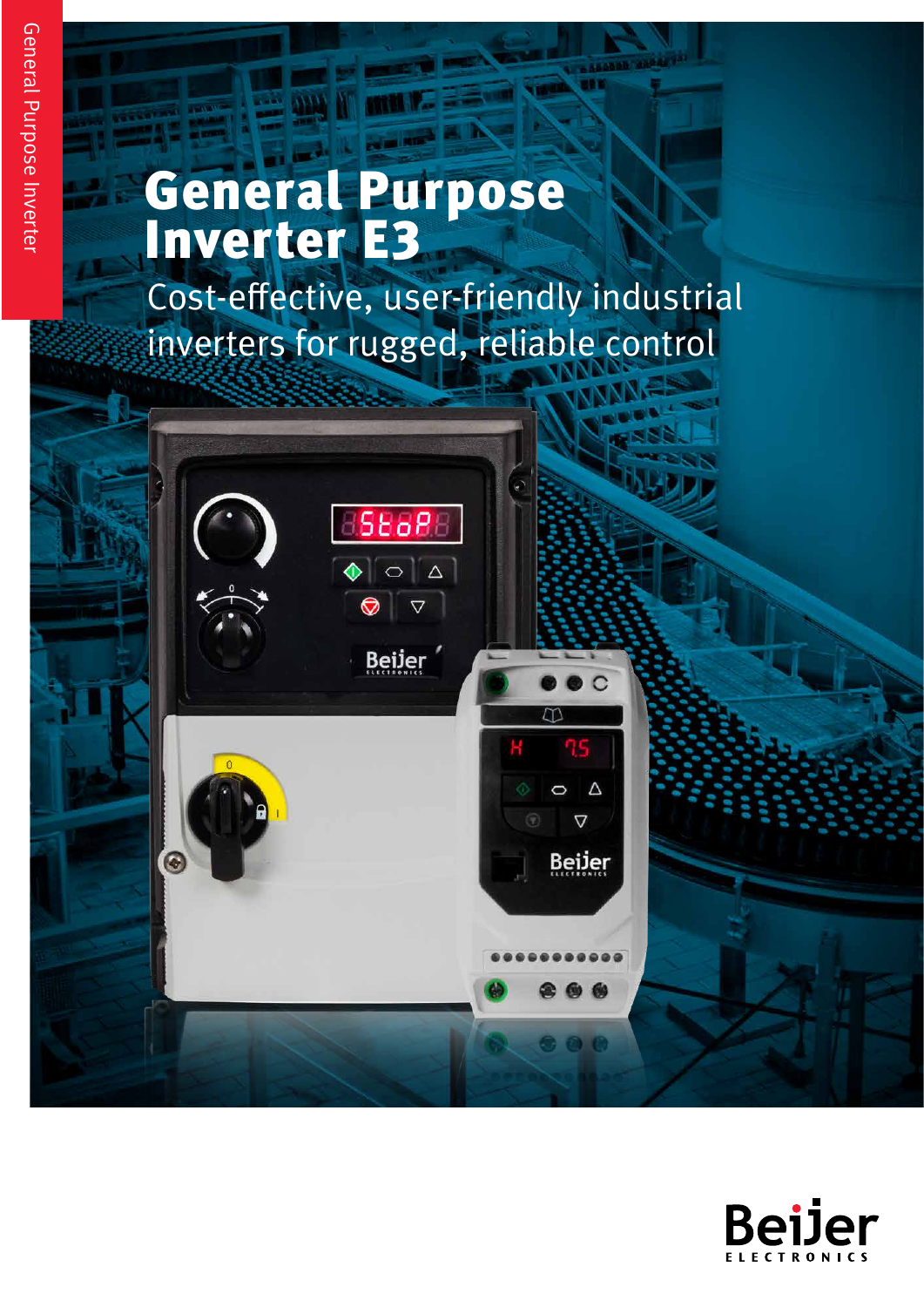# General Purpose Inverter E3

Cost-effective, user-friendly industrial inverters for rugged, reliable control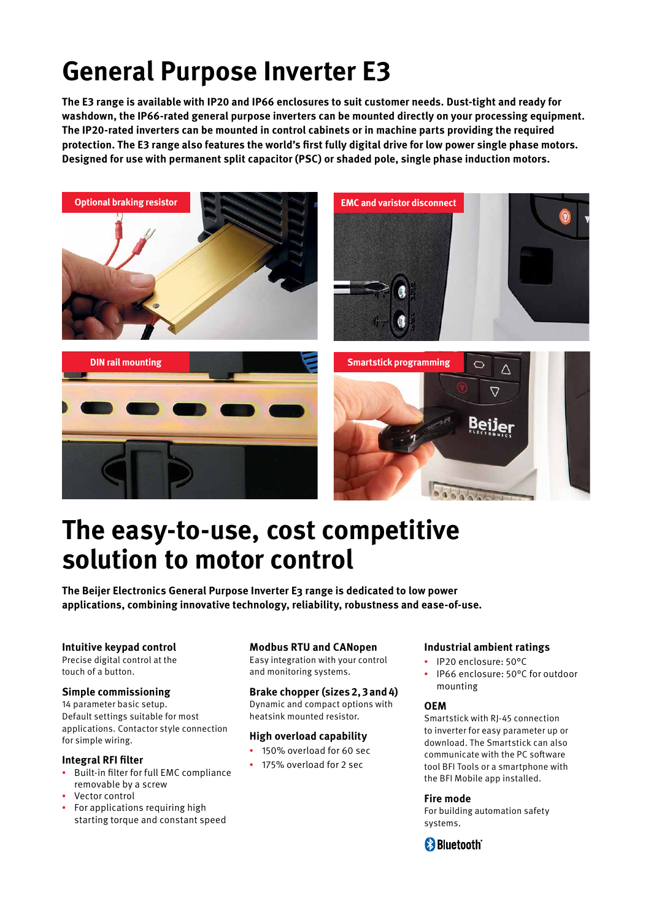# General Purpose Inverter E3

**The E3 range is available with IP20 and IP66 enclosures to suit customer needs. Dust-tight and ready for washdown, the IP66-rated general purpose inverters can be mounted directly on your processing equipment. The IP20-rated inverters can be mounted in control cabinets or in machine parts providing the required protection. The E3 range also features the world's first fully digital drive for low power single phase motors. Designed for use with permanent split capacitor (PSC) or shaded pole, single phase induction motors.**

Optional braking resistor

EMC and varistor disconnect

DIN rail mounting

Smartstick programming

# The easy-to-use, cost competitive solution to motor control

**The Beijer Electronics General Purpose Inverter E3 range is dedicated to low power applications, combining innovative technology, reliability, robustness and ease-of-use.**

### Intuitive keypad control

Precise digital control at the touch of a button.

### Simple commissioning

14 parameter basic setup. Default settings suitable for most applications. Contactor style connection for simple wiring.

### Integral RFI filter

- Built-in filter for full EMC compliance removable by a screw
- Vector control
- For applications requiring high starting torque and constant speed

### Modbus RTU and CANopen

Easy integration with your control and monitoring systems.

### Brake chopper (sizes 2, 3 and 4)

Dynamic and compact options with heatsink mounted resistor.

### High overload capability

- 150% overload for 60 sec
- 175% overload for 2 sec

### Industrial ambient ratings

- IP20 enclosure: 50°C
- IP66 enclosure: 50°C for outdoor mounting

### OEM

Smartstick with RJ-45 connection to inverter for easy parameter up or download. The Smartstick can also communicate with the PC software tool BFI Tools or a smartphone with the BFI Mobile app installed.

### Fire mode

For building automation safety systems.

Bluetooth®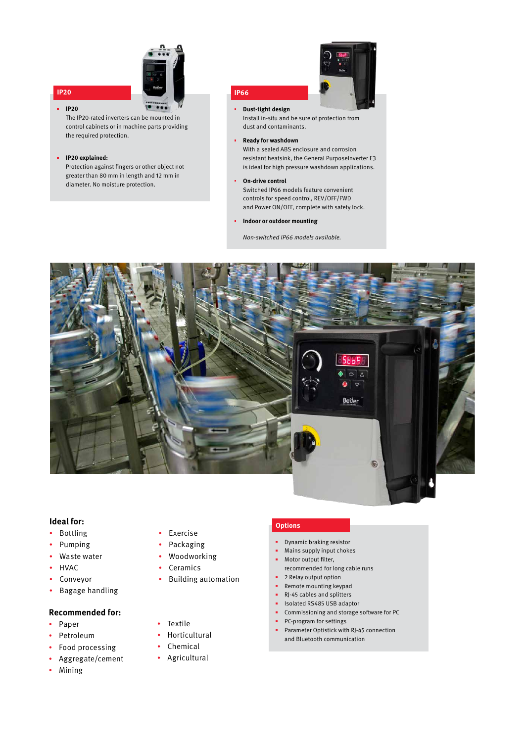## IP20

- **IP20**
  The IP20-rated inverters can be mounted in control cabinets or in machine parts providing the required protection.

- **IP20 explained:**
  Protection against fingers or other object not greater than 80 mm in length and 12 mm in diameter. No moisture protection.

## IP66

- **Dust-tight design**
  Install in-situ and be sure of protection from dust and contaminants.

- **Ready for washdown**
  With a sealed ABS enclosure and corrosion resistant heatsink, the General PurposeInverter E3 is ideal for high pressure washdown applications.

- **On-drive control**
  Switched IP66 models feature convenient controls for speed control, REV/OFF/FWD and Power ON/OFF, complete with safety lock.

- **Indoor or outdoor mounting**

*Non-switched IP66 models available.*

### Ideal for:

- Bottling
- Pumping
- Waste water
- HVAC
- Conveyor
- Bagage handling
- Exercise
- Packaging
- Woodworking
- Ceramics
- Building automation

### Recommended for:

- Paper
- Petroleum
- Food processing
- Aggregate/cement
- Mining
- Textile
- Horticultural
- Chemical
- Agricultural

## Options

- Dynamic braking resistor
- Mains supply input chokes
- Motor output filter, recommended for long cable runs
- 2 Relay output option
- Remote mounting keypad
- RJ-45 cables and splitters
- Isolated RS485 USB adaptor
- Commissioning and storage software for PC
- PC-program for settings
- Parameter Optistick with RJ-45 connection and Bluetooth communication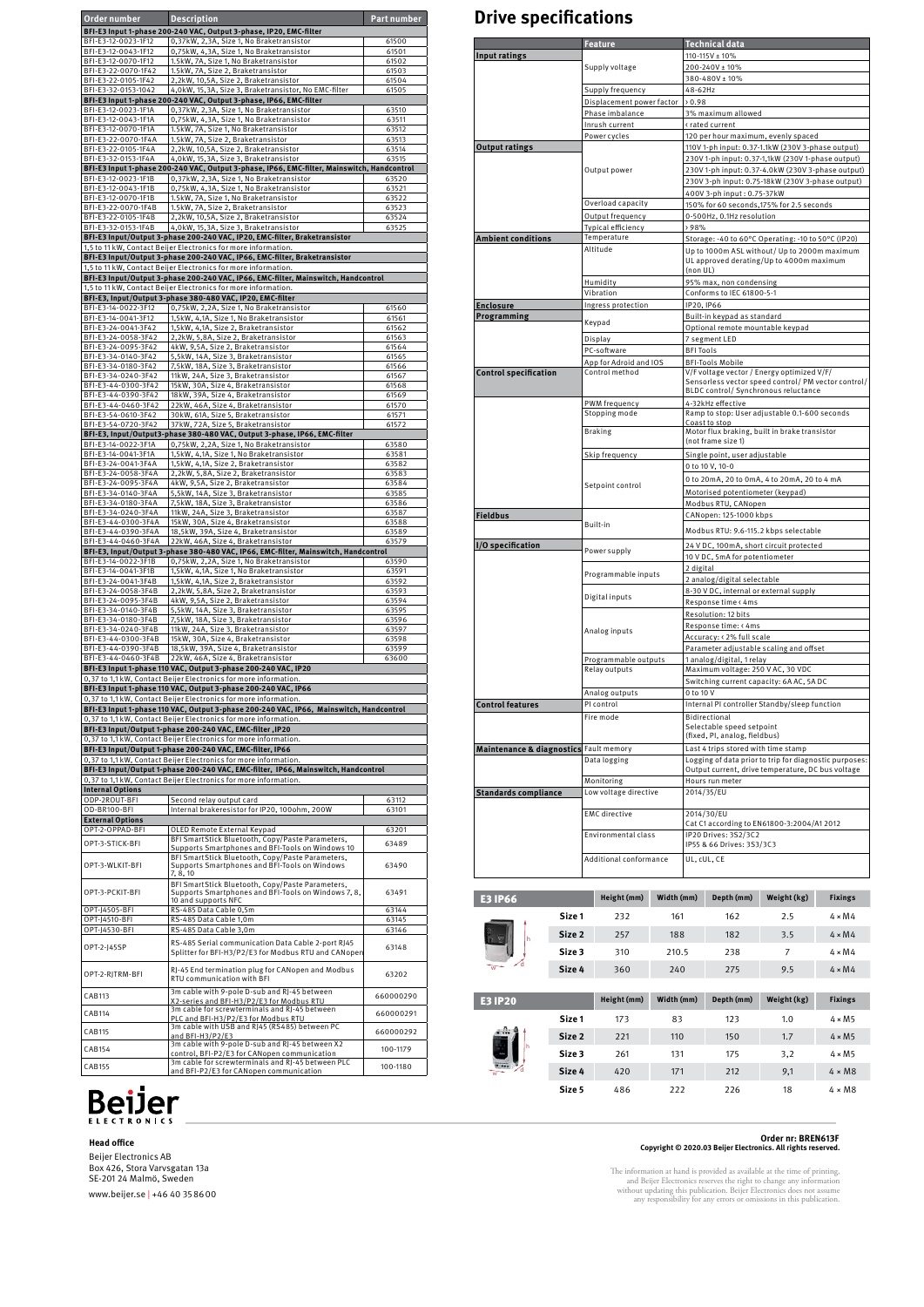| Order number | Description | Part number |
|---|---|---|
| **BFI-E3 Input 1-phase 200-240 VAC, Output 3-phase, IP20, EMC-filter** | | |
| BFI-E3-12-0023-1F12 | 0,37kW, 2,3A, Size 1, No Braketransistor | 61500 |
| BFI-E3-12-0043-1F12 | 0,75kW, 4,3A, Size 1, No Braketransistor | 61501 |
| BFI-E3-12-0070-1F12 | 1.5kW, 7A, Size 1, No Braketransistor | 61502 |
| BFI-E3-22-0070-1F42 | 1,5kW, 7A, Size 2, Braketransistor | 61503 |
| BFI-E3-22-0105-1F42 | 2,2kW, 10,5A, Size 2, Braketransistor | 61504 |
| BFI-E3-32-0153-1042 | 4,0kW, 15,3A, Size 3, Braketransistor, No EMC-filter | 61505 |
| **BFI-E3 Input 1-phase 200-240 VAC, Output 3-phase, IP66, EMC-filter** | | |
| BFI-E3-12-0023-1F1A | 0,37kW, 2,3A, Size 1, No Braketransistor | 63510 |
| BFI-E3-12-0043-1F1A | 0,75kW, 4,3A, Size 1, No Braketransistor | 63511 |
| BFI-E3-12-0070-1F1A | 1.5kW, 7A, Size 1, No Braketransistor | 63512 |
| BFI-E3-22-0070-1F4A | 1.5kW, 7A, Size 2, Braketransistor | 63513 |
| BFI-E3-22-0105-1F4A | 2,2kW, 10,5A, Size 2, Braketransistor | 63514 |
| BFI-E3-32-0153-1F4A | 4,0kW, 15,3A, Size 3, Braketransistor | 63515 |
| **BFI-E3 Input 1-phase 200-240 VAC, Output 3-phase, IP66, EMC-filter, Mainswitch, Handcontrol** | | |
| BFI-E3-12-0023-1F1B | 0,37kW, 2,3A, Size 1, No Braketransistor | 63520 |
| BFI-E3-12-0043-1F1B | 0,75kW, 4,3A, Size 1, No Braketransistor | 63521 |
| BFI-E3-12-0070-1F1B | 1.5kW, 7A, Size 1, No Braketransistor | 63522 |
| BFI-E3-22-0070-1F4B | 1.5kW, 7A, Size 2, Braketransistor | 63523 |
| BFI-E3-22-0105-1F4B | 2,2kW, 10,5A, Size 2, Braketransistor | 63524 |
| BFI-E3-32-0153-1F4B | 4,0kW, 15,3A, Size 3, Braketransistor | 63525 |
| **BFI-E3 Input/Output 3-phase 200-240 VAC, IP20, EMC-filter, Braketransistor** | | |
| 1,5 to 11 kW, Contact Beijer Electronics for more information. | | |
| **BFI-E3 Input/Output 3-phase 200-240 VAC, IP66, EMC-filter, Braketransistor** | | |
| 1,5 to 11 kW, Contact Beijer Electronics for more information. | | |
| **BFI-E3 Input/Output 3-phase 200-240 VAC, IP66, EMC-filter, Mainswitch, Handcontrol** | | |
| 1,5 to 11 kW, Contact Beijer Electronics for more information. | | |
| **BFI-E3, Input/Output 3-phase 380-480 VAC, IP20, EMC-filter** | | |
| BFI-E3-14-0022-3F12 | 0,75kW, 2,2A, Size 1, No Braketransistor | 61560 |
| BFI-E3-14-0041-3F12 | 1,5kW, 4,1A, Size 1, No Braketransistor | 61561 |
| BFI-E3-24-0041-3F42 | 1,5kW, 4,1A, Size 2, Braketransistor | 61562 |
| BFI-E3-24-0058-3F42 | 2,2kW, 5,8A, Size 2, Braketransistor | 61563 |
| BFI-E3-24-0095-3F42 | 4kW, 9,5A, Size 2, Braketransistor | 61564 |
| BFI-E3-34-0140-3F42 | 5,5kW, 14A, Size 3, Braketransistor | 61565 |
| BFI-E3-34-0180-3F42 | 7,5kW, 18A, Size 3, Braketransistor | 61566 |
| BFI-E3-34-0240-3F42 | 11kW, 24A, Size 3, Braketransistor | 61567 |
| BFI-E3-44-0300-3F42 | 15kW, 30A, Size 4, Braketransistor | 61568 |
| BFI-E3-44-0390-3F42 | 18kW, 39A, Size 4, Braketransistor | 61569 |
| BFI-E3-44-0460-3F42 | 22kW, 46A, Size 4, Braketransistor | 61570 |
| BFI-E3-54-0610-3F42 | 30kW, 61A, Size 5, Braketransistor | 61571 |
| BFI-E3-54-0720-3F42 | 37kW, 72A, Size 5, Braketransistor | 61572 |
| **BFI-E3, Input/Output3-phase 380-480 VAC, Output 3-phase, IP66, EMC-filter** | | |
| BFI-E3-14-0022-3F1A | 0,75kW, 2,2A, Size 1, No Braketransistor | 63580 |
| BFI-E3-14-0041-3F1A | 1,5kW, 4,1A, Size 1, No Braketransistor | 63581 |
| BFI-E3-24-0041-3F4A | 1,5kW, 4,1A, Size 2, Braketransistor | 63582 |
| BFI-E3-24-0058-3F4A | 2,2kW, 5,8A, Size 2, Braketransistor | 63583 |
| BFI-E3-24-0095-3F4A | 4kW, 9,5A, Size 2, Braketransistor | 63584 |
| BFI-E3-34-0140-3F4A | 5,5kW, 14A, Size 3, Braketransistor | 63585 |
| BFI-E3-34-0180-3F4A | 7,5kW, 18A, Size 3, Braketransistor | 63586 |
| BFI-E3-34-0240-3F4A | 11kW, 24A, Size 3, Braketransistor | 63587 |
| BFI-E3-44-0300-3F4A | 15kW, 30A, Size 4, Braketransistor | 63588 |
| BFI-E3-44-0390-3F4A | 18,5kW, 39A, Size 4, Braketransistor | 63589 |
| BFI-E3-44-0460-3F4A | 22kW, 46A, Size 4, Braketransistor | 63579 |
| **BFI-E3, Input/Output 3-phase 380-480 VAC, IP66, EMC-filter, Mainswitch, Handcontrol** | | |
| BFI-E3-14-0022-3F1B | 0,75kW, 2,2A, Size 1, No Braketransistor | 63590 |
| BFI-E3-14-0041-3F1B | 1,5kW, 4,1A, Size 1, No Braketransistor | 63591 |
| BFI-E3-24-0041-3F4B | 1,5kW, 4,1A, Size 2, Braketransistor | 63592 |
| BFI-E3-24-0058-3F4B | 2,2kW, 5,8A, Size 2, Braketransistor | 63593 |
| BFI-E3-24-0095-3F4B | 4kW, 9,5A, Size 2, Braketransistor | 63594 |
| BFI-E3-34-0140-3F4B | 5,5kW, 14A, Size 3, Braketransistor | 63595 |
| BFI-E3-34-0180-3F4B | 7,5kW, 18A, Size 3, Braketransistor | 63596 |
| BFI-E3-34-0240-3F4B | 11kW, 24A, Size 3, Braketransistor | 63597 |
| BFI-E3-44-0300-3F4B | 15kW, 30A, Size 4, Braketransistor | 63598 |
| BFI-E3-44-0390-3F4B | 18,5kW, 39A, Size 4, Braketransistor | 63599 |
| BFI-E3-44-0460-3F4B | 22kW, 46A, Size 4, Braketransistor | 63600 |
| **BFI-E3 Input 1-phase 110 VAC, Output 3-phase 200-240 VAC, IP20** | | |
| 0,37 to 1,1 kW, Contact Beijer Electronics for more information. | | |
| **BFI-E3 Input 1-phase 110 VAC, Output 3-phase 200-240 VAC, IP66** | | |
| 0,37 to 1,1 kW, Contact Beijer Electronics for more information. | | |
| **BFI-E3 Input 1-phase 110 VAC, Output 3-phase 200-240 VAC, IP66, Mainswitch, Handcontrol** | | |
| 0,37 to 1,1 kW, Contact Beijer Electronics for more information. | | |
| **BFI-E3 Input/Output 1-phase 200-240 VAC, EMC-filter ,IP20** | | |
| 0,37 to 1,1 kW, Contact Beijer Electronics for more information. | | |
| **BFI-E3 Input/Output 1-phase 200-240 VAC, EMC-filter, IP66** | | |
| 0,37 to 1,1 kW, Contact Beijer Electronics for more information. | | |
| **BFI-E3 Input/Output 1-phase 200-240 VAC, EMC-filter, IP66, Mainswitch, Handcontrol** | | |
| 0,37 to 1,1 kW, Contact Beijer Electronics for more information. | | |
| **Internal Options** | | |
| ODP-2ROUT-BFI | Second relay output card | 63112 |
| OD-BR100-BFI | Internal brakeresistor for IP20, 100ohm, 200W | 63101 |
| **External Options** | | |
| OPT-2-OPPAD-BFI | OLED Remote External Keypad | 63201 |
| OPT-3-STICK-BFI | BFI SmartStick Bluetooth, Copy/Paste Parameters, Supports Smartphones and BFI-Tools on Windows 10 | 63489 |
| OPT-3-WLKIT-BFI | BFI SmartStick Bluetooth, Copy/Paste Parameters, Supports Smartphones and BFI-Tools on Windows 7, 8, 10 | 63490 |
| OPT-3-PCKIT-BFI | BFI SmartStick Bluetooth, Copy/Paste Parameters, Supports Smartphones and BFI-Tools on Windows 7, 8, 10 and supports NFC | 63491 |
| OPT-J4505-BFI | RS-485 Data Cable 0,5m | 63144 |
| OPT-J4510-BFI | RS-485 Data Cable 1,0m | 63145 |
| OPT-J4530-BFI | RS-485 Data Cable 3,0m | 63146 |
| OPT-2-J45SP | RS-485 Serial communication Data Cable 2-port RJ45 Splitter for BFI-H3/P2/E3 for Modbus RTU and CANopen | 63148 |
| OPT-2-RJTRM-BFI | RJ-45 End termination plug for CANopen and Modbus RTU communication with BFI | 63202 |
| CAB113 | 3m cable with 9-pole D-sub and RJ-45 between X2-series and BFI-H3/P2/E3 for Modbus RTU | 660000290 |
| CAB114 | 3m cable for screwterminals and RJ-45 between PLC and BFI-H3/P2/E3 for Modbus RTU | 660000291 |
| CAB115 | 3m cable with USB and RJ45 (RS485) between PC and BFI-H3/P2/E3 | 660000292 |
| CAB154 | 3m cable with 9-pole D-sub and RJ-45 between X2 control, BFI-P2/E3 for CANopen communication | 100-1179 |
| CAB155 | 3m cable for screwterminals and RJ-45 between PLC and BFI-P2/E3 for CANopen communication | 100-1180 |

Beijer ELECTRONICS

**Head office**

Beijer Electronics AB
Box 426, Stora Varvsgatan 13a
SE-201 24 Malmö, Sweden

www.beijer.se | +46 40 35 86 00

# Drive specifications

| | Feature | Technical data |
|---|---|---|
| **Input ratings** | Supply voltage | 110-115V ± 10% |
| | | 200-240V ± 10% |
| | | 380-480V ± 10% |
| | Supply frequency | 48-62Hz |
| | Displacement power factor | > 0.98 |
| | Phase imbalance | 3% maximum allowed |
| | Inrush current | < rated current |
| | Power cycles | 120 per hour maximum, evenly spaced |
| **Output ratings** | Output power | 110V 1-ph input: 0.37-1.1kW (230V 3-phase output) |
| | | 230V 1-ph input: 0.37-1.1kW (230V 1-phase output) |
| | | 230V 1-ph input: 0.37-4.0kW (230V 3-phase output) |
| | | 230V 3-ph input: 0.75-18kW (230V 3-phase output) |
| | | 400V 3-ph input : 0.75-37kW |
| | Overload capacity | 150% for 60 seconds,175% for 2.5 seconds |
| | Output frequency | 0-500Hz, 0.1Hz resolution |
| | Typical efficiency | > 98% |
| **Ambient conditions** | Temperature | Storage: -40 to 60°C Operating: -10 to 50°C (IP20) |
| | Altitude | Up to 1000m ASL without/ Up to 2000m maximum UL approved derating/Up to 4000m maximum (non UL) |
| | Humidity | 95% max, non condensing |
| | Vibration | Conforms to IEC 61800-5-1 |
| **Enclosure** | Ingress protection | IP20, IP66 |
| **Programming** | Keypad | Built-in keypad as standard |
| | | Optional remote mountable keypad |
| | Display | 7 segment LED |
| | PC-software | BFI Tools |
| | App for Adroid and IOS | BFI-Tools Mobile |
| **Control specification** | Control method | V/F voltage vector / Energy optimized V/F/ Sensorless vector speed control/ PM vector control/ BLDC control/ Synchronous reluctance |
| | PWM frequency | 4-32kHz effective |
| | Stopping mode | Ramp to stop: User adjustable 0.1-600 seconds Coast to stop |
| | Braking | Motor flux braking, built in brake transistor (not frame size 1) |
| | Skip frequency | Single point, user adjustable |
| | Setpoint control | 0 to 10 V, 10-0 |
| | | 0 to 20mA, 20 to 0mA, 4 to 20mA, 20 to 4 mA |
| | | Motorised potentiometer (keypad) |
| | | Modbus RTU, CANopen |
| **Fieldbus** | Built-in | CANopen: 125-1000 kbps |
| | | Modbus RTU: 9.6-115.2 kbps selectable |
| **I/O specification** | Power supply | 24 V DC, 100mA, short circuit protected |
| | | 10 V DC, 5mA for potentiometer |
| | Programmable inputs | 2 digital |
| | | 2 analog/digital selectable |
| | Digital inputs | 8-30 V DC, internal or external supply |
| | | Response time < 4ms |
| | Analog inputs | Resolution: 12 bits |
| | | Response time: < 4ms |
| | | Accuracy: < 2% full scale |
| | | Parameter adjustable scaling and offset |
| | Programmable outputs | 1 analog/digital, 1 relay |
| | Relay outputs | Maximum voltage: 250 V AC, 30 VDC |
| | | Switching current capacity: 6A AC, 5A DC |
| | Analog outputs | 0 to 10 V |
| **Control features** | PI control | Internal PI controller Standby/sleep function |
| | Fire mode | Bidirectional Selectable speed setpoint (fixed, PI, analog, fieldbus) |
| **Maintenance & diagnostics** | Fault memory | Last 4 trips stored with time stamp |
| | Data logging | Logging of data prior to trip for diagnostic purposes: Output current, drive temperature, DC bus voltage |
| | Monitoring | Hours run meter |
| **Standards compliance** | Low voltage directive | 2014/35/EU |
| | EMC directive | 2014/30/EU Cat C1 according to EN61800-3:2004/A1 2012 |
| | Environmental class | IP20 Drives: 3S2/3C2 IP55 & 66 Drives: 3S3/3C3 |
| | Additional conformance | UL, cUL, CE |

| E3 IP66 | Height (mm) | Width (mm) | Depth (mm) | Weight (kg) | Fixings |
|---|---|---|---|---|---|
| Size 1 | 232 | 161 | 162 | 2.5 | 4 × M4 |
| Size 2 | 257 | 188 | 182 | 3.5 | 4 × M4 |
| Size 3 | 310 | 210.5 | 238 | 7 | 4 × M4 |
| Size 4 | 360 | 240 | 275 | 9.5 | 4 × M4 |

| E3 IP20 | Height (mm) | Width (mm) | Depth (mm) | Weight (kg) | Fixings |
|---|---|---|---|---|---|
| Size 1 | 173 | 83 | 123 | 1.0 | 4 × M5 |
| Size 2 | 221 | 110 | 150 | 1.7 | 4 × M5 |
| Size 3 | 261 | 131 | 175 | 3,2 | 4 × M5 |
| Size 4 | 420 | 171 | 212 | 9,1 | 4 × M8 |
| Size 5 | 486 | 222 | 226 | 18 | 4 × M8 |

**Order nr: BREN613F**
**Copyright © 2020.03 Beijer Electronics. All rights reserved.**

The information at hand is provided as available at the time of printing, and Beijer Electronics reserves the right to change any information without updating this publication. Beijer Electronics does not assume any responsibility for any errors or omissions in this publication.